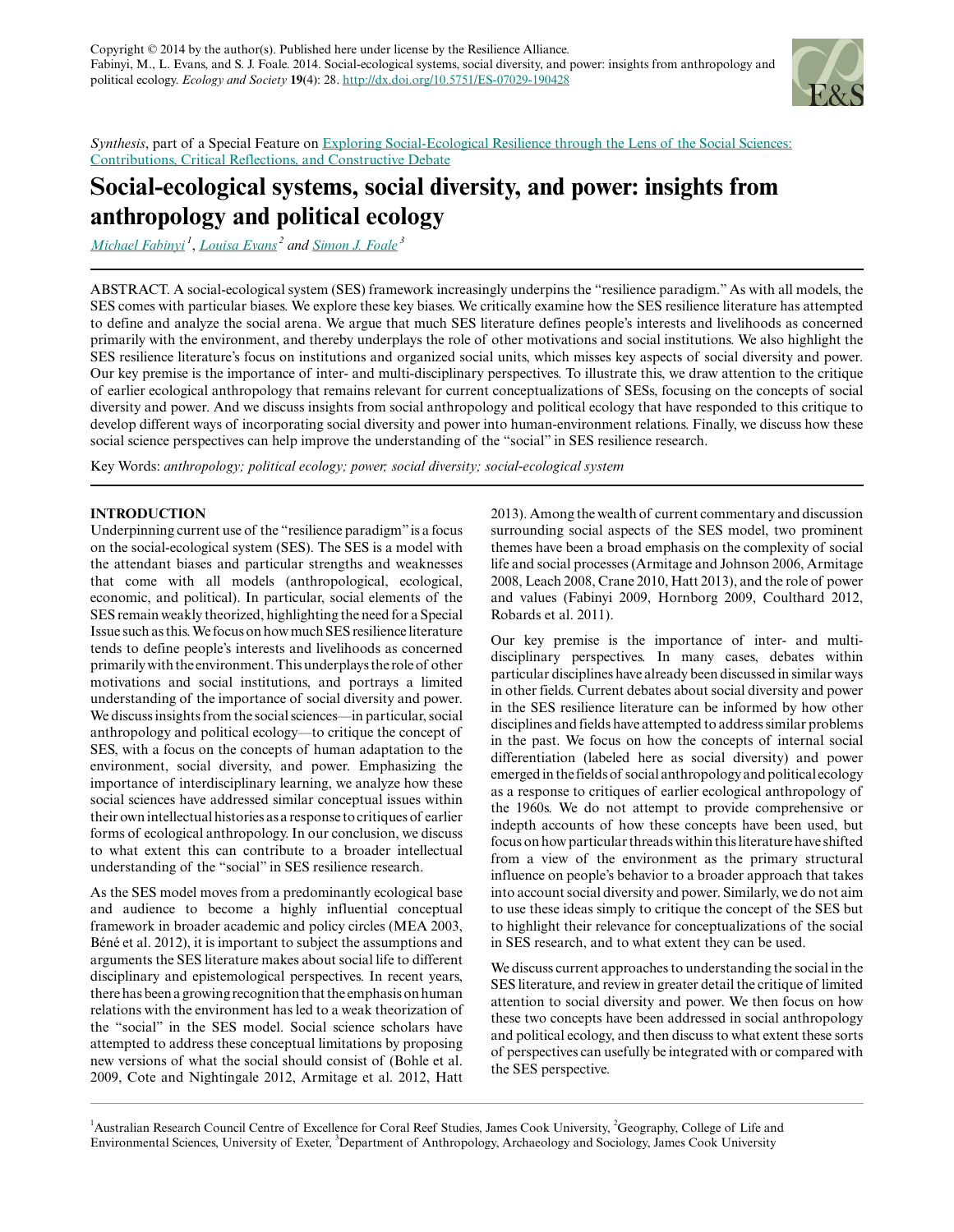Copyright © 2014 by the author(s). Published here under license by the Resilience Alliance.
Fabinyi, M., L. Evans, and S. J. Foale. 2014. Social-ecological systems, social diversity, and power: insights from anthropology and political ecology. *Ecology and Society* 19(4): 28. http://dx.doi.org/10.5751/ES-07029-190428

*Synthesis*, part of a Special Feature on Exploring Social-Ecological Resilience through the Lens of the Social Sciences: Contributions, Critical Reflections, and Constructive Debate

# Social-ecological systems, social diversity, and power: insights from anthropology and political ecology

*Michael Fabinyi*[1], *Louisa Evans*[2] and *Simon J. Foale*[3]

ABSTRACT. A social-ecological system (SES) framework increasingly underpins the "resilience paradigm." As with all models, the SES comes with particular biases. We explore these key biases. We critically examine how the SES resilience literature has attempted to define and analyze the social arena. We argue that much SES literature defines people's interests and livelihoods as concerned primarily with the environment, and thereby underplays the role of other motivations and social institutions. We also highlight the SES resilience literature's focus on institutions and organized social units, which misses key aspects of social diversity and power. Our key premise is the importance of inter- and multi-disciplinary perspectives. To illustrate this, we draw attention to the critique of earlier ecological anthropology that remains relevant for current conceptualizations of SESs, focusing on the concepts of social diversity and power. And we discuss insights from social anthropology and political ecology that have responded to this critique to develop different ways of incorporating social diversity and power into human-environment relations. Finally, we discuss how these social science perspectives can help improve the understanding of the "social" in SES resilience research.

Key Words: *anthropology; political ecology; power; social diversity; social-ecological system*

## INTRODUCTION

Underpinning current use of the "resilience paradigm" is a focus on the social-ecological system (SES). The SES is a model with the attendant biases and particular strengths and weaknesses that come with all models (anthropological, ecological, economic, and political). In particular, social elements of the SES remain weakly theorized, highlighting the need for a Special Issue such as this. We focus on how much SES resilience literature tends to define people's interests and livelihoods as concerned primarily with the environment. This underplays the role of other motivations and social institutions, and portrays a limited understanding of the importance of social diversity and power. We discuss insights from the social sciences—in particular, social anthropology and political ecology—to critique the concept of SES, with a focus on the concepts of human adaptation to the environment, social diversity, and power. Emphasizing the importance of interdisciplinary learning, we analyze how these social sciences have addressed similar conceptual issues within their own intellectual histories as a response to critiques of earlier forms of ecological anthropology. In our conclusion, we discuss to what extent this can contribute to a broader intellectual understanding of the "social" in SES resilience research.

As the SES model moves from a predominantly ecological base and audience to become a highly influential conceptual framework in broader academic and policy circles (MEA 2003, Béné et al. 2012), it is important to subject the assumptions and arguments the SES literature makes about social life to different disciplinary and epistemological perspectives. In recent years, there has been a growing recognition that the emphasis on human relations with the environment has led to a weak theorization of the "social" in the SES model. Social science scholars have attempted to address these conceptual limitations by proposing new versions of what the social should consist of (Bohle et al. 2009, Cote and Nightingale 2012, Armitage et al. 2012, Hatt 2013). Among the wealth of current commentary and discussion surrounding social aspects of the SES model, two prominent themes have been a broad emphasis on the complexity of social life and social processes (Armitage and Johnson 2006, Armitage 2008, Leach 2008, Crane 2010, Hatt 2013), and the role of power and values (Fabinyi 2009, Hornborg 2009, Coulthard 2012, Robards et al. 2011).

Our key premise is the importance of inter- and multi-disciplinary perspectives. In many cases, debates within particular disciplines have already been discussed in similar ways in other fields. Current debates about social diversity and power in the SES resilience literature can be informed by how other disciplines and fields have attempted to address similar problems in the past. We focus on how the concepts of internal social differentiation (labeled here as social diversity) and power emerged in the fields of social anthropology and political ecology as a response to critiques of earlier ecological anthropology of the 1960s. We do not attempt to provide comprehensive or indepth accounts of how these concepts have been used, but focus on how particular threads within this literature have shifted from a view of the environment as the primary structural influence on people's behavior to a broader approach that takes into account social diversity and power. Similarly, we do not aim to use these ideas simply to critique the concept of the SES but to highlight their relevance for conceptualizations of the social in SES research, and to what extent they can be used.

We discuss current approaches to understanding the social in the SES literature, and review in greater detail the critique of limited attention to social diversity and power. We then focus on how these two concepts have been addressed in social anthropology and political ecology, and then discuss to what extent these sorts of perspectives can usefully be integrated with or compared with the SES perspective.

[1]Australian Research Council Centre of Excellence for Coral Reef Studies, James Cook University, [2]Geography, College of Life and Environmental Sciences, University of Exeter, [3]Department of Anthropology, Archaeology and Sociology, James Cook University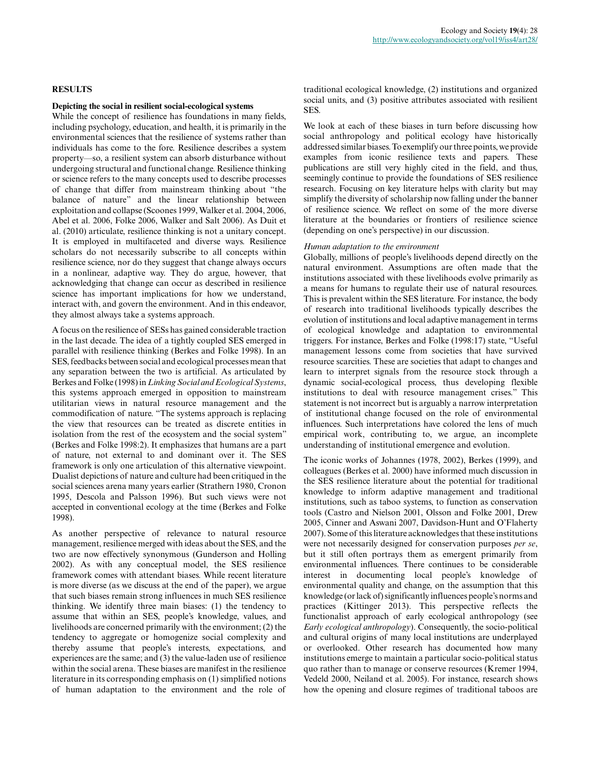## RESULTS

### Depicting the social in resilient social-ecological systems

While the concept of resilience has foundations in many fields, including psychology, education, and health, it is primarily in the environmental sciences that the resilience of systems rather than individuals has come to the fore. Resilience describes a system property—so, a resilient system can absorb disturbance without undergoing structural and functional change. Resilience thinking or science refers to the many concepts used to describe processes of change that differ from mainstream thinking about "the balance of nature" and the linear relationship between exploitation and collapse (Scoones 1999, Walker et al. 2004, 2006, Abel et al. 2006, Folke 2006, Walker and Salt 2006). As Duit et al. (2010) articulate, resilience thinking is not a unitary concept. It is employed in multifaceted and diverse ways. Resilience scholars do not necessarily subscribe to all concepts within resilience science, nor do they suggest that change always occurs in a nonlinear, adaptive way. They do argue, however, that acknowledging that change can occur as described in resilience science has important implications for how we understand, interact with, and govern the environment. And in this endeavor, they almost always take a systems approach.

A focus on the resilience of SESs has gained considerable traction in the last decade. The idea of a tightly coupled SES emerged in parallel with resilience thinking (Berkes and Folke 1998). In an SES, feedbacks between social and ecological processes mean that any separation between the two is artificial. As articulated by Berkes and Folke (1998) in *Linking Social and Ecological Systems*, this systems approach emerged in opposition to mainstream utilitarian views in natural resource management and the commodification of nature. "The systems approach is replacing the view that resources can be treated as discrete entities in isolation from the rest of the ecosystem and the social system" (Berkes and Folke 1998:2). It emphasizes that humans are a part of nature, not external to and dominant over it. The SES framework is only one articulation of this alternative viewpoint. Dualist depictions of nature and culture had been critiqued in the social sciences arena many years earlier (Strathern 1980, Cronon 1995, Descola and Palsson 1996). But such views were not accepted in conventional ecology at the time (Berkes and Folke 1998).

As another perspective of relevance to natural resource management, resilience merged with ideas about the SES, and the two are now effectively synonymous (Gunderson and Holling 2002). As with any conceptual model, the SES resilience framework comes with attendant biases. While recent literature is more diverse (as we discuss at the end of the paper), we argue that such biases remain strong influences in much SES resilience thinking. We identify three main biases: (1) the tendency to assume that within an SES, people's knowledge, values, and livelihoods are concerned primarily with the environment; (2) the tendency to aggregate or homogenize social complexity and thereby assume that people's interests, expectations, and experiences are the same; and (3) the value-laden use of resilience within the social arena. These biases are manifest in the resilience literature in its corresponding emphasis on (1) simplified notions of human adaptation to the environment and the role of traditional ecological knowledge, (2) institutions and organized social units, and (3) positive attributes associated with resilient SES.

We look at each of these biases in turn before discussing how social anthropology and political ecology have historically addressed similar biases. To exemplify our three points, we provide examples from iconic resilience texts and papers. These publications are still very highly cited in the field, and thus, seemingly continue to provide the foundations of SES resilience research. Focusing on key literature helps with clarity but may simplify the diversity of scholarship now falling under the banner of resilience science. We reflect on some of the more diverse literature at the boundaries or frontiers of resilience science (depending on one's perspective) in our discussion.

#### *Human adaptation to the environment*

Globally, millions of people's livelihoods depend directly on the natural environment. Assumptions are often made that the institutions associated with these livelihoods evolve primarily as a means for humans to regulate their use of natural resources. This is prevalent within the SES literature. For instance, the body of research into traditional livelihoods typically describes the evolution of institutions and local adaptive management in terms of ecological knowledge and adaptation to environmental triggers. For instance, Berkes and Folke (1998:17) state, "Useful management lessons come from societies that have survived resource scarcities. These are societies that adapt to changes and learn to interpret signals from the resource stock through a dynamic social-ecological process, thus developing flexible institutions to deal with resource management crises." This statement is not incorrect but is arguably a narrow interpretation of institutional change focused on the role of environmental influences. Such interpretations have colored the lens of much empirical work, contributing to, we argue, an incomplete understanding of institutional emergence and evolution.

The iconic works of Johannes (1978, 2002), Berkes (1999), and colleagues (Berkes et al. 2000) have informed much discussion in the SES resilience literature about the potential for traditional knowledge to inform adaptive management and traditional institutions, such as taboo systems, to function as conservation tools (Castro and Nielson 2001, Olsson and Folke 2001, Drew 2005, Cinner and Aswani 2007, Davidson-Hunt and O'Flaherty 2007). Some of this literature acknowledges that these institutions were not necessarily designed for conservation purposes *per se*, but it still often portrays them as emergent primarily from environmental influences. There continues to be considerable interest in documenting local people's knowledge of environmental quality and change, on the assumption that this knowledge (or lack of) significantly influences people's norms and practices (Kittinger 2013). This perspective reflects the functionalist approach of early ecological anthropology (see *Early ecological anthropology*). Consequently, the socio-political and cultural origins of many local institutions are underplayed or overlooked. Other research has documented how many institutions emerge to maintain a particular socio-political status quo rather than to manage or conserve resources (Kremer 1994, Vedeld 2000, Neiland et al. 2005). For instance, research shows how the opening and closure regimes of traditional taboos are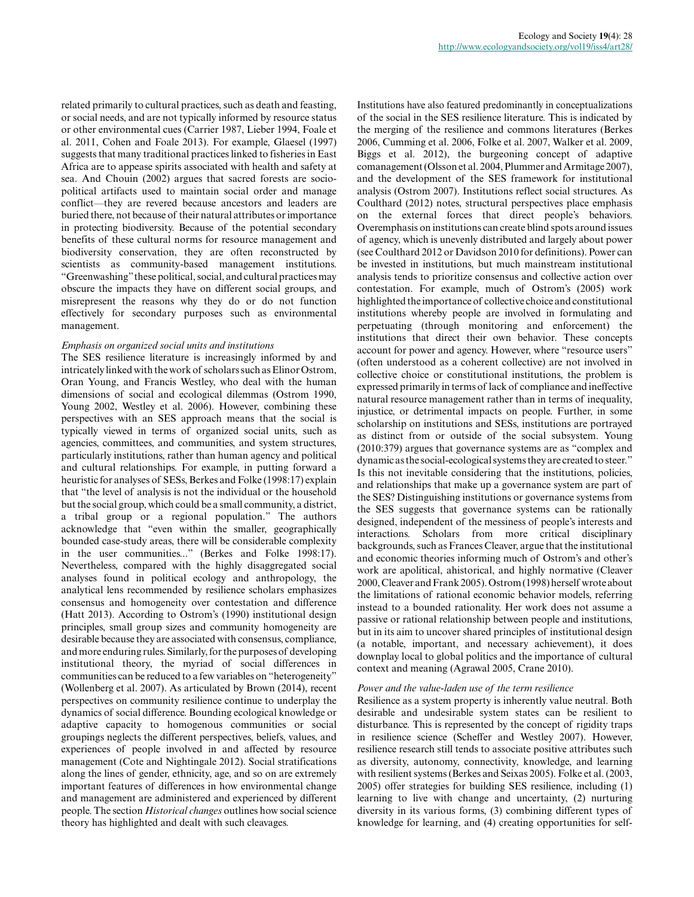related primarily to cultural practices, such as death and feasting, or social needs, and are not typically informed by resource status or other environmental cues (Carrier 1987, Lieber 1994, Foale et al. 2011, Cohen and Foale 2013). For example, Glaesel (1997) suggests that many traditional practices linked to fisheries in East Africa are to appease spirits associated with health and safety at sea. And Chouin (2002) argues that sacred forests are socio-political artifacts used to maintain social order and manage conflict—they are revered because ancestors and leaders are buried there, not because of their natural attributes or importance in protecting biodiversity. Because of the potential secondary benefits of these cultural norms for resource management and biodiversity conservation, they are often reconstructed by scientists as community-based management institutions. "Greenwashing" these political, social, and cultural practices may obscure the impacts they have on different social groups, and misrepresent the reasons why they do or do not function effectively for secondary purposes such as environmental management.

*Emphasis on organized social units and institutions*

The SES resilience literature is increasingly informed by and intricately linked with the work of scholars such as Elinor Ostrom, Oran Young, and Francis Westley, who deal with the human dimensions of social and ecological dilemmas (Ostrom 1990, Young 2002, Westley et al. 2006). However, combining these perspectives with an SES approach means that the social is typically viewed in terms of organized social units, such as agencies, committees, and communities, and system structures, particularly institutions, rather than human agency and political and cultural relationships. For example, in putting forward a heuristic for analyses of SESs, Berkes and Folke (1998:17) explain that "the level of analysis is not the individual or the household but the social group, which could be a small community, a district, a tribal group or a regional population." The authors acknowledge that "even within the smaller, geographically bounded case-study areas, there will be considerable complexity in the user communities..." (Berkes and Folke 1998:17). Nevertheless, compared with the highly disaggregated social analyses found in political ecology and anthropology, the analytical lens recommended by resilience scholars emphasizes consensus and homogeneity over contestation and difference (Hatt 2013). According to Ostrom's (1990) institutional design principles, small group sizes and community homogeneity are desirable because they are associated with consensus, compliance, and more enduring rules. Similarly, for the purposes of developing institutional theory, the myriad of social differences in communities can be reduced to a few variables on "heterogeneity" (Wollenberg et al. 2007). As articulated by Brown (2014), recent perspectives on community resilience continue to underplay the dynamics of social difference. Bounding ecological knowledge or adaptive capacity to homogenous communities or social groupings neglects the different perspectives, beliefs, values, and experiences of people involved in and affected by resource management (Cote and Nightingale 2012). Social stratifications along the lines of gender, ethnicity, age, and so on are extremely important features of differences in how environmental change and management are administered and experienced by different people. The section *Historical changes* outlines how social science theory has highlighted and dealt with such cleavages.

Institutions have also featured predominantly in conceptualizations of the social in the SES resilience literature. This is indicated by the merging of the resilience and commons literatures (Berkes 2006, Cumming et al. 2006, Folke et al. 2007, Walker et al. 2009, Biggs et al. 2012), the burgeoning concept of adaptive comanagement (Olsson et al. 2004, Plummer and Armitage 2007), and the development of the SES framework for institutional analysis (Ostrom 2007). Institutions reflect social structures. As Coulthard (2012) notes, structural perspectives place emphasis on the external forces that direct people's behaviors. Overemphasis on institutions can create blind spots around issues of agency, which is unevenly distributed and largely about power (see Coulthard 2012 or Davidson 2010 for definitions). Power can be invested in institutions, but much mainstream institutional analysis tends to prioritize consensus and collective action over contestation. For example, much of Ostrom's (2005) work highlighted the importance of collective choice and constitutional institutions whereby people are involved in formulating and perpetuating (through monitoring and enforcement) the institutions that direct their own behavior. These concepts account for power and agency. However, where "resource users" (often understood as a coherent collective) are not involved in collective choice or constitutional institutions, the problem is expressed primarily in terms of lack of compliance and ineffective natural resource management rather than in terms of inequality, injustice, or detrimental impacts on people. Further, in some scholarship on institutions and SESs, institutions are portrayed as distinct from or outside of the social subsystem. Young (2010:379) argues that governance systems are as "complex and dynamic as the social-ecological systems they are created to steer." Is this not inevitable considering that the institutions, policies, and relationships that make up a governance system are part of the SES? Distinguishing institutions or governance systems from the SES suggests that governance systems can be rationally designed, independent of the messiness of people's interests and interactions. Scholars from more critical disciplinary backgrounds, such as Frances Cleaver, argue that the institutional and economic theories informing much of Ostrom's and other's work are apolitical, ahistorical, and highly normative (Cleaver 2000, Cleaver and Frank 2005). Ostrom (1998) herself wrote about the limitations of rational economic behavior models, referring instead to a bounded rationality. Her work does not assume a passive or rational relationship between people and institutions, but in its aim to uncover shared principles of institutional design (a notable, important, and necessary achievement), it does downplay local to global politics and the importance of cultural context and meaning (Agrawal 2005, Crane 2010).

*Power and the value-laden use of the term resilience*

Resilience as a system property is inherently value neutral. Both desirable and undesirable system states can be resilient to disturbance. This is represented by the concept of rigidity traps in resilience science (Scheffer and Westley 2007). However, resilience research still tends to associate positive attributes such as diversity, autonomy, connectivity, knowledge, and learning with resilient systems (Berkes and Seixas 2005). Folke et al. (2003, 2005) offer strategies for building SES resilience, including (1) learning to live with change and uncertainty, (2) nurturing diversity in its various forms, (3) combining different types of knowledge for learning, and (4) creating opportunities for self-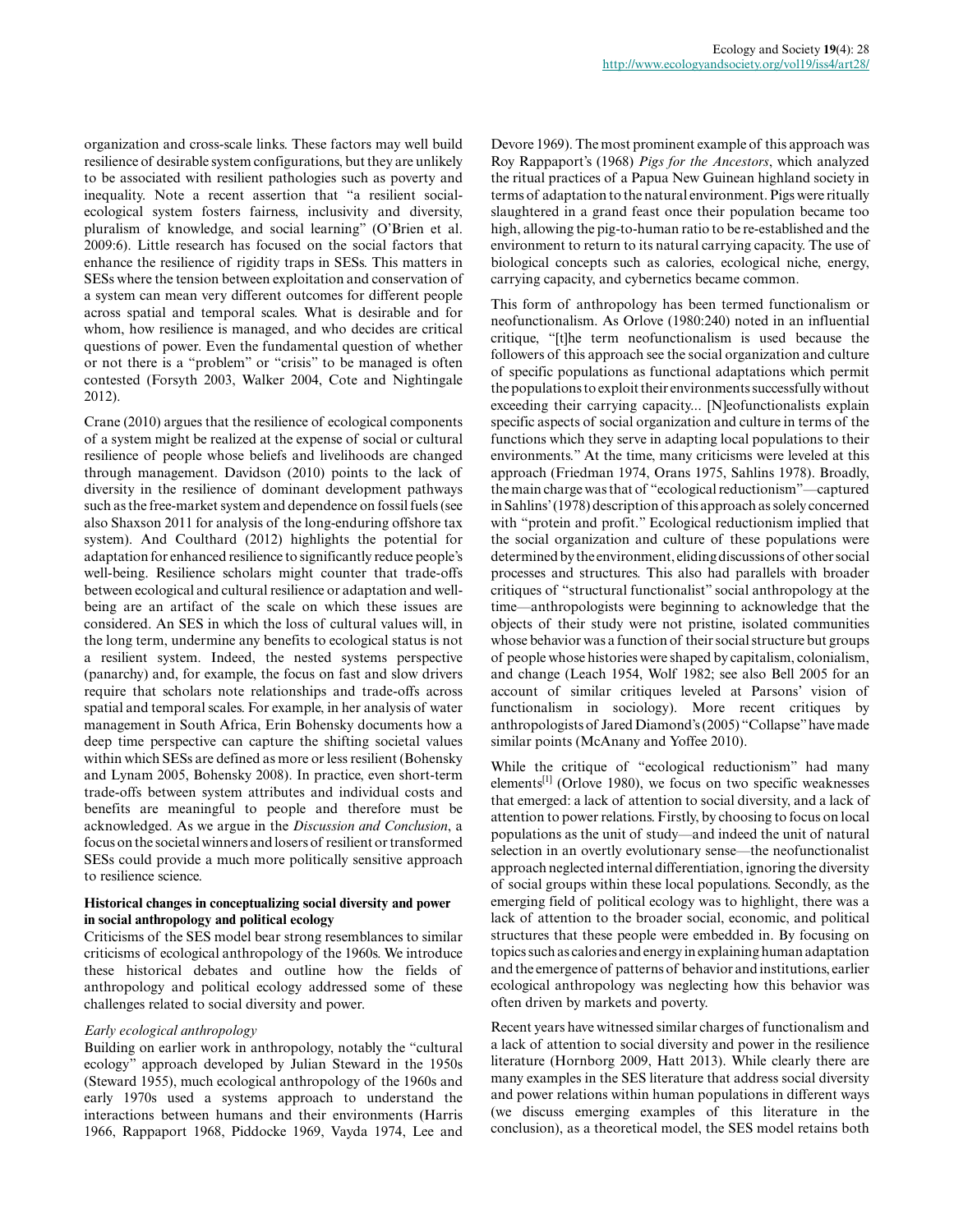organization and cross-scale links. These factors may well build resilience of desirable system configurations, but they are unlikely to be associated with resilient pathologies such as poverty and inequality. Note a recent assertion that "a resilient social-ecological system fosters fairness, inclusivity and diversity, pluralism of knowledge, and social learning" (O'Brien et al. 2009:6). Little research has focused on the social factors that enhance the resilience of rigidity traps in SESs. This matters in SESs where the tension between exploitation and conservation of a system can mean very different outcomes for different people across spatial and temporal scales. What is desirable and for whom, how resilience is managed, and who decides are critical questions of power. Even the fundamental question of whether or not there is a "problem" or "crisis" to be managed is often contested (Forsyth 2003, Walker 2004, Cote and Nightingale 2012).

Crane (2010) argues that the resilience of ecological components of a system might be realized at the expense of social or cultural resilience of people whose beliefs and livelihoods are changed through management. Davidson (2010) points to the lack of diversity in the resilience of dominant development pathways such as the free-market system and dependence on fossil fuels (see also Shaxson 2011 for analysis of the long-enduring offshore tax system). And Coulthard (2012) highlights the potential for adaptation for enhanced resilience to significantly reduce people's well-being. Resilience scholars might counter that trade-offs between ecological and cultural resilience or adaptation and well-being are an artifact of the scale on which these issues are considered. An SES in which the loss of cultural values will, in the long term, undermine any benefits to ecological status is not a resilient system. Indeed, the nested systems perspective (panarchy) and, for example, the focus on fast and slow drivers require that scholars note relationships and trade-offs across spatial and temporal scales. For example, in her analysis of water management in South Africa, Erin Bohensky documents how a deep time perspective can capture the shifting societal values within which SESs are defined as more or less resilient (Bohensky and Lynam 2005, Bohensky 2008). In practice, even short-term trade-offs between system attributes and individual costs and benefits are meaningful to people and therefore must be acknowledged. As we argue in the *Discussion and Conclusion*, a focus on the societal winners and losers of resilient or transformed SESs could provide a much more politically sensitive approach to resilience science.

### Historical changes in conceptualizing social diversity and power in social anthropology and political ecology

Criticisms of the SES model bear strong resemblances to similar criticisms of ecological anthropology of the 1960s. We introduce these historical debates and outline how the fields of anthropology and political ecology addressed some of these challenges related to social diversity and power.

#### *Early ecological anthropology*

Building on earlier work in anthropology, notably the "cultural ecology" approach developed by Julian Steward in the 1950s (Steward 1955), much ecological anthropology of the 1960s and early 1970s used a systems approach to understand the interactions between humans and their environments (Harris 1966, Rappaport 1968, Piddocke 1969, Vayda 1974, Lee and Devore 1969). The most prominent example of this approach was Roy Rappaport's (1968) *Pigs for the Ancestors*, which analyzed the ritual practices of a Papua New Guinean highland society in terms of adaptation to the natural environment. Pigs were ritually slaughtered in a grand feast once their population became too high, allowing the pig-to-human ratio to be re-established and the environment to return to its natural carrying capacity. The use of biological concepts such as calories, ecological niche, energy, carrying capacity, and cybernetics became common.

This form of anthropology has been termed functionalism or neofunctionalism. As Orlove (1980:240) noted in an influential critique, "[t]he term neofunctionalism is used because the followers of this approach see the social organization and culture of specific populations as functional adaptations which permit the populations to exploit their environments successfully without exceeding their carrying capacity... [N]eofunctionalists explain specific aspects of social organization and culture in terms of the functions which they serve in adapting local populations to their environments." At the time, many criticisms were leveled at this approach (Friedman 1974, Orans 1975, Sahlins 1978). Broadly, the main charge was that of "ecological reductionism"—captured in Sahlins' (1978) description of this approach as solely concerned with "protein and profit." Ecological reductionism implied that the social organization and culture of these populations were determined by the environment, eliding discussions of other social processes and structures. This also had parallels with broader critiques of "structural functionalist" social anthropology at the time—anthropologists were beginning to acknowledge that the objects of their study were not pristine, isolated communities whose behavior was a function of their social structure but groups of people whose histories were shaped by capitalism, colonialism, and change (Leach 1954, Wolf 1982; see also Bell 2005 for an account of similar critiques leveled at Parsons' vision of functionalism in sociology). More recent critiques by anthropologists of Jared Diamond's (2005) "Collapse" have made similar points (McAnany and Yoffee 2010).

While the critique of "ecological reductionism" had many elements[1] (Orlove 1980), we focus on two specific weaknesses that emerged: a lack of attention to social diversity, and a lack of attention to power relations. Firstly, by choosing to focus on local populations as the unit of study—and indeed the unit of natural selection in an overtly evolutionary sense—the neofunctionalist approach neglected internal differentiation, ignoring the diversity of social groups within these local populations. Secondly, as the emerging field of political ecology was to highlight, there was a lack of attention to the broader social, economic, and political structures that these people were embedded in. By focusing on topics such as calories and energy in explaining human adaptation and the emergence of patterns of behavior and institutions, earlier ecological anthropology was neglecting how this behavior was often driven by markets and poverty.

Recent years have witnessed similar charges of functionalism and a lack of attention to social diversity and power in the resilience literature (Hornborg 2009, Hatt 2013). While clearly there are many examples in the SES literature that address social diversity and power relations within human populations in different ways (we discuss emerging examples of this literature in the conclusion), as a theoretical model, the SES model retains both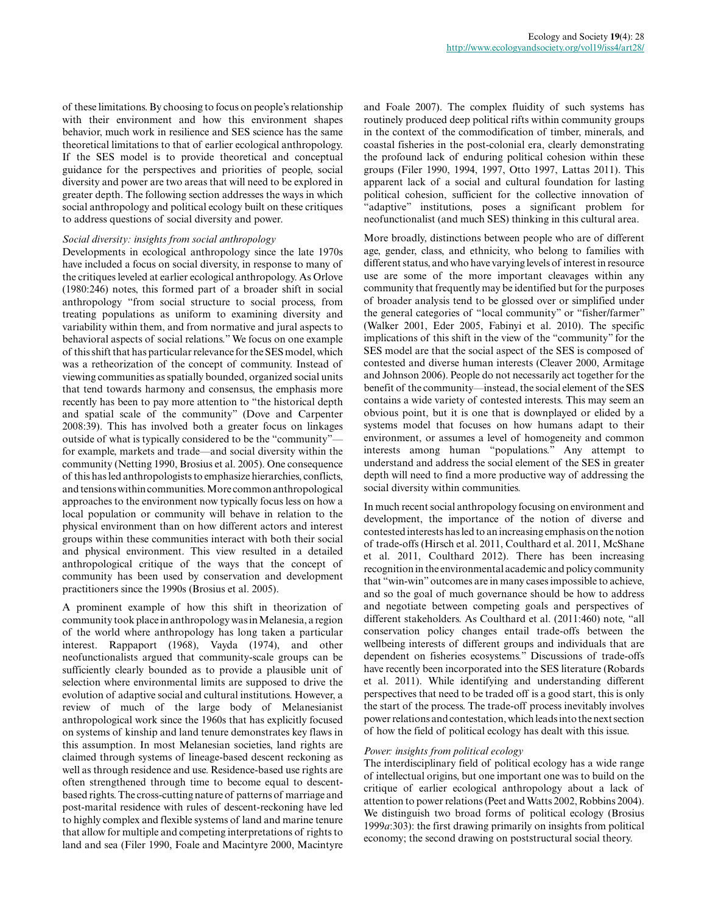of these limitations. By choosing to focus on people's relationship with their environment and how this environment shapes behavior, much work in resilience and SES science has the same theoretical limitations to that of earlier ecological anthropology. If the SES model is to provide theoretical and conceptual guidance for the perspectives and priorities of people, social diversity and power are two areas that will need to be explored in greater depth. The following section addresses the ways in which social anthropology and political ecology built on these critiques to address questions of social diversity and power.

### *Social diversity: insights from social anthropology*

Developments in ecological anthropology since the late 1970s have included a focus on social diversity, in response to many of the critiques leveled at earlier ecological anthropology. As Orlove (1980:246) notes, this formed part of a broader shift in social anthropology "from social structure to social process, from treating populations as uniform to examining diversity and variability within them, and from normative and jural aspects to behavioral aspects of social relations." We focus on one example of this shift that has particular relevance for the SES model, which was a retheorization of the concept of community. Instead of viewing communities as spatially bounded, organized social units that tend towards harmony and consensus, the emphasis more recently has been to pay more attention to "the historical depth and spatial scale of the community" (Dove and Carpenter 2008:39). This has involved both a greater focus on linkages outside of what is typically considered to be the "community"—for example, markets and trade—and social diversity within the community (Netting 1990, Brosius et al. 2005). One consequence of this has led anthropologists to emphasize hierarchies, conflicts, and tensions within communities. More common anthropological approaches to the environment now typically focus less on how a local population or community will behave in relation to the physical environment than on how different actors and interest groups within these communities interact with both their social and physical environment. This view resulted in a detailed anthropological critique of the ways that the concept of community has been used by conservation and development practitioners since the 1990s (Brosius et al. 2005).

A prominent example of how this shift in theorization of community took place in anthropology was in Melanesia, a region of the world where anthropology has long taken a particular interest. Rappaport (1968), Vayda (1974), and other neofunctionalists argued that community-scale groups can be sufficiently clearly bounded as to provide a plausible unit of selection where environmental limits are supposed to drive the evolution of adaptive social and cultural institutions. However, a review of much of the large body of Melanesianist anthropological work since the 1960s that has explicitly focused on systems of kinship and land tenure demonstrates key flaws in this assumption. In most Melanesian societies, land rights are claimed through systems of lineage-based descent reckoning as well as through residence and use. Residence-based use rights are often strengthened through time to become equal to descent-based rights. The cross-cutting nature of patterns of marriage and post-marital residence with rules of descent-reckoning have led to highly complex and flexible systems of land and marine tenure that allow for multiple and competing interpretations of rights to land and sea (Filer 1990, Foale and Macintyre 2000, Macintyre and Foale 2007). The complex fluidity of such systems has routinely produced deep political rifts within community groups in the context of the commodification of timber, minerals, and coastal fisheries in the post-colonial era, clearly demonstrating the profound lack of enduring political cohesion within these groups (Filer 1990, 1994, 1997, Otto 1997, Lattas 2011). This apparent lack of a social and cultural foundation for lasting political cohesion, sufficient for the collective innovation of "adaptive" institutions, poses a significant problem for neofunctionalist (and much SES) thinking in this cultural area.

More broadly, distinctions between people who are of different age, gender, class, and ethnicity, who belong to families with different status, and who have varying levels of interest in resource use are some of the more important cleavages within any community that frequently may be identified but for the purposes of broader analysis tend to be glossed over or simplified under the general categories of "local community" or "fisher/farmer" (Walker 2001, Eder 2005, Fabinyi et al. 2010). The specific implications of this shift in the view of the "community" for the SES model are that the social aspect of the SES is composed of contested and diverse human interests (Cleaver 2000, Armitage and Johnson 2006). People do not necessarily act together for the benefit of the community—instead, the social element of the SES contains a wide variety of contested interests. This may seem an obvious point, but it is one that is downplayed or elided by a systems model that focuses on how humans adapt to their environment, or assumes a level of homogeneity and common interests among human "populations." Any attempt to understand and address the social element of the SES in greater depth will need to find a more productive way of addressing the social diversity within communities.

In much recent social anthropology focusing on environment and development, the importance of the notion of diverse and contested interests has led to an increasing emphasis on the notion of trade-offs (Hirsch et al. 2011, Coulthard et al. 2011, McShane et al. 2011, Coulthard 2012). There has been increasing recognition in the environmental academic and policy community that "win-win" outcomes are in many cases impossible to achieve, and so the goal of much governance should be how to address and negotiate between competing goals and perspectives of different stakeholders. As Coulthard et al. (2011:460) note, "all conservation policy changes entail trade-offs between the wellbeing interests of different groups and individuals that are dependent on fisheries ecosystems." Discussions of trade-offs have recently been incorporated into the SES literature (Robards et al. 2011). While identifying and understanding different perspectives that need to be traded off is a good start, this is only the start of the process. The trade-off process inevitably involves power relations and contestation, which leads into the next section of how the field of political ecology has dealt with this issue.

### *Power: insights from political ecology*

The interdisciplinary field of political ecology has a wide range of intellectual origins, but one important one was to build on the critique of earlier ecological anthropology about a lack of attention to power relations (Peet and Watts 2002, Robbins 2004). We distinguish two broad forms of political ecology (Brosius 1999*a*:303): the first drawing primarily on insights from political economy; the second drawing on poststructural social theory.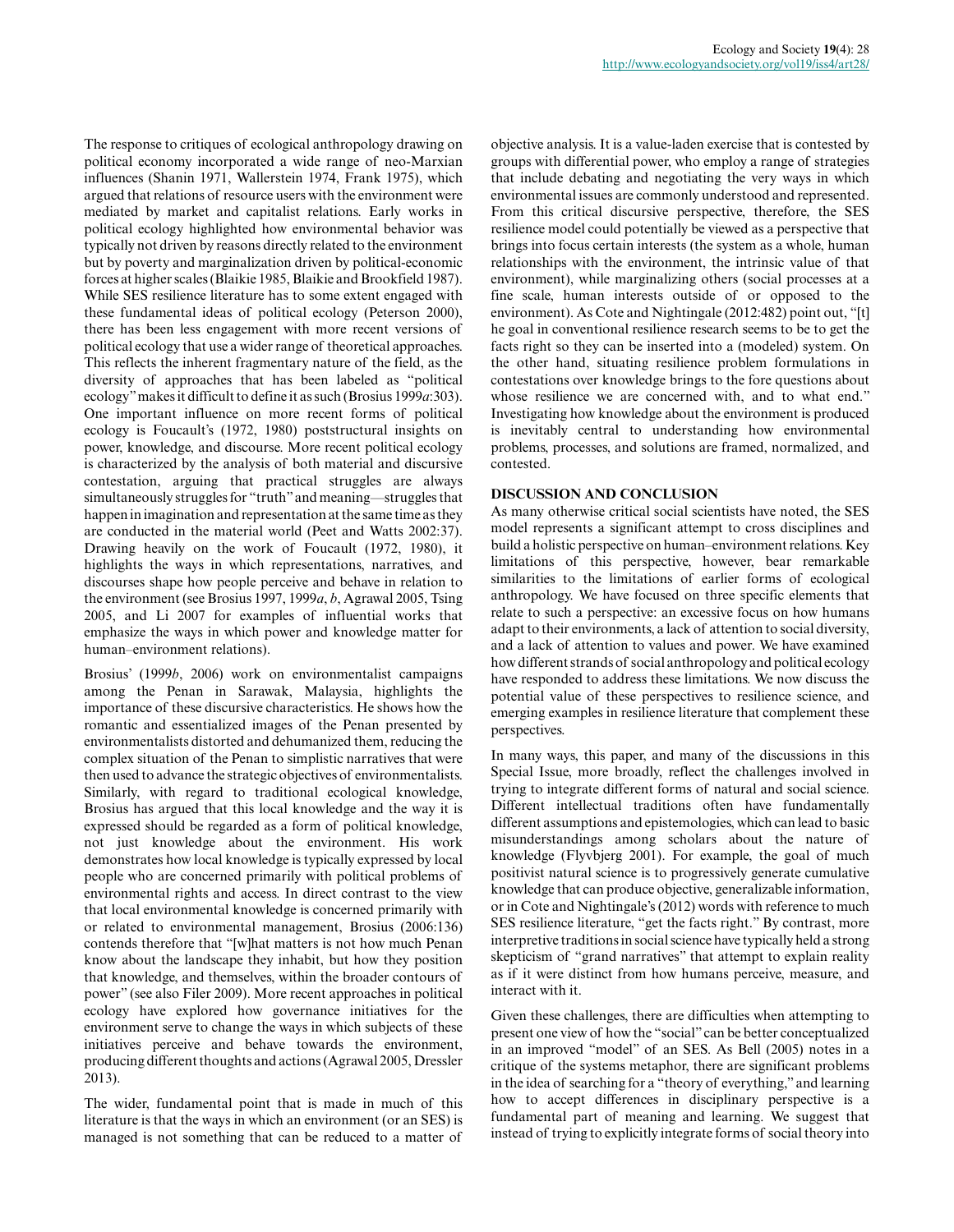The response to critiques of ecological anthropology drawing on political economy incorporated a wide range of neo-Marxian influences (Shanin 1971, Wallerstein 1974, Frank 1975), which argued that relations of resource users with the environment were mediated by market and capitalist relations. Early works in political ecology highlighted how environmental behavior was typically not driven by reasons directly related to the environment but by poverty and marginalization driven by political-economic forces at higher scales (Blaikie 1985, Blaikie and Brookfield 1987). While SES resilience literature has to some extent engaged with these fundamental ideas of political ecology (Peterson 2000), there has been less engagement with more recent versions of political ecology that use a wider range of theoretical approaches. This reflects the inherent fragmentary nature of the field, as the diversity of approaches that has been labeled as "political ecology" makes it difficult to define it as such (Brosius 1999*a*:303). One important influence on more recent forms of political ecology is Foucault's (1972, 1980) poststructural insights on power, knowledge, and discourse. More recent political ecology is characterized by the analysis of both material and discursive contestation, arguing that practical struggles are always simultaneously struggles for "truth" and meaning—struggles that happen in imagination and representation at the same time as they are conducted in the material world (Peet and Watts 2002:37). Drawing heavily on the work of Foucault (1972, 1980), it highlights the ways in which representations, narratives, and discourses shape how people perceive and behave in relation to the environment (see Brosius 1997, 1999*a*, *b*, Agrawal 2005, Tsing 2005, and Li 2007 for examples of influential works that emphasize the ways in which power and knowledge matter for human–environment relations).

Brosius' (1999*b*, 2006) work on environmentalist campaigns among the Penan in Sarawak, Malaysia, highlights the importance of these discursive characteristics. He shows how the romantic and essentialized images of the Penan presented by environmentalists distorted and dehumanized them, reducing the complex situation of the Penan to simplistic narratives that were then used to advance the strategic objectives of environmentalists. Similarly, with regard to traditional ecological knowledge, Brosius has argued that this local knowledge and the way it is expressed should be regarded as a form of political knowledge, not just knowledge about the environment. His work demonstrates how local knowledge is typically expressed by local people who are concerned primarily with political problems of environmental rights and access. In direct contrast to the view that local environmental knowledge is concerned primarily with or related to environmental management, Brosius (2006:136) contends therefore that "[w]hat matters is not how much Penan know about the landscape they inhabit, but how they position that knowledge, and themselves, within the broader contours of power" (see also Filer 2009). More recent approaches in political ecology have explored how governance initiatives for the environment serve to change the ways in which subjects of these initiatives perceive and behave towards the environment, producing different thoughts and actions (Agrawal 2005, Dressler 2013).

The wider, fundamental point that is made in much of this literature is that the ways in which an environment (or an SES) is managed is not something that can be reduced to a matter of objective analysis. It is a value-laden exercise that is contested by groups with differential power, who employ a range of strategies that include debating and negotiating the very ways in which environmental issues are commonly understood and represented. From this critical discursive perspective, therefore, the SES resilience model could potentially be viewed as a perspective that brings into focus certain interests (the system as a whole, human relationships with the environment, the intrinsic value of that environment), while marginalizing others (social processes at a fine scale, human interests outside of or opposed to the environment). As Cote and Nightingale (2012:482) point out, "[t]he goal in conventional resilience research seems to be to get the facts right so they can be inserted into a (modeled) system. On the other hand, situating resilience problem formulations in contestations over knowledge brings to the fore questions about whose resilience we are concerned with, and to what end." Investigating how knowledge about the environment is produced is inevitably central to understanding how environmental problems, processes, and solutions are framed, normalized, and contested.

## DISCUSSION AND CONCLUSION

As many otherwise critical social scientists have noted, the SES model represents a significant attempt to cross disciplines and build a holistic perspective on human–environment relations. Key limitations of this perspective, however, bear remarkable similarities to the limitations of earlier forms of ecological anthropology. We have focused on three specific elements that relate to such a perspective: an excessive focus on how humans adapt to their environments, a lack of attention to social diversity, and a lack of attention to values and power. We have examined how different strands of social anthropology and political ecology have responded to address these limitations. We now discuss the potential value of these perspectives to resilience science, and emerging examples in resilience literature that complement these perspectives.

In many ways, this paper, and many of the discussions in this Special Issue, more broadly, reflect the challenges involved in trying to integrate different forms of natural and social science. Different intellectual traditions often have fundamentally different assumptions and epistemologies, which can lead to basic misunderstandings among scholars about the nature of knowledge (Flyvbjerg 2001). For example, the goal of much positivist natural science is to progressively generate cumulative knowledge that can produce objective, generalizable information, or in Cote and Nightingale's (2012) words with reference to much SES resilience literature, "get the facts right." By contrast, more interpretive traditions in social science have typically held a strong skepticism of "grand narratives" that attempt to explain reality as if it were distinct from how humans perceive, measure, and interact with it.

Given these challenges, there are difficulties when attempting to present one view of how the "social" can be better conceptualized in an improved "model" of an SES. As Bell (2005) notes in a critique of the systems metaphor, there are significant problems in the idea of searching for a "theory of everything," and learning how to accept differences in disciplinary perspective is a fundamental part of meaning and learning. We suggest that instead of trying to explicitly integrate forms of social theory into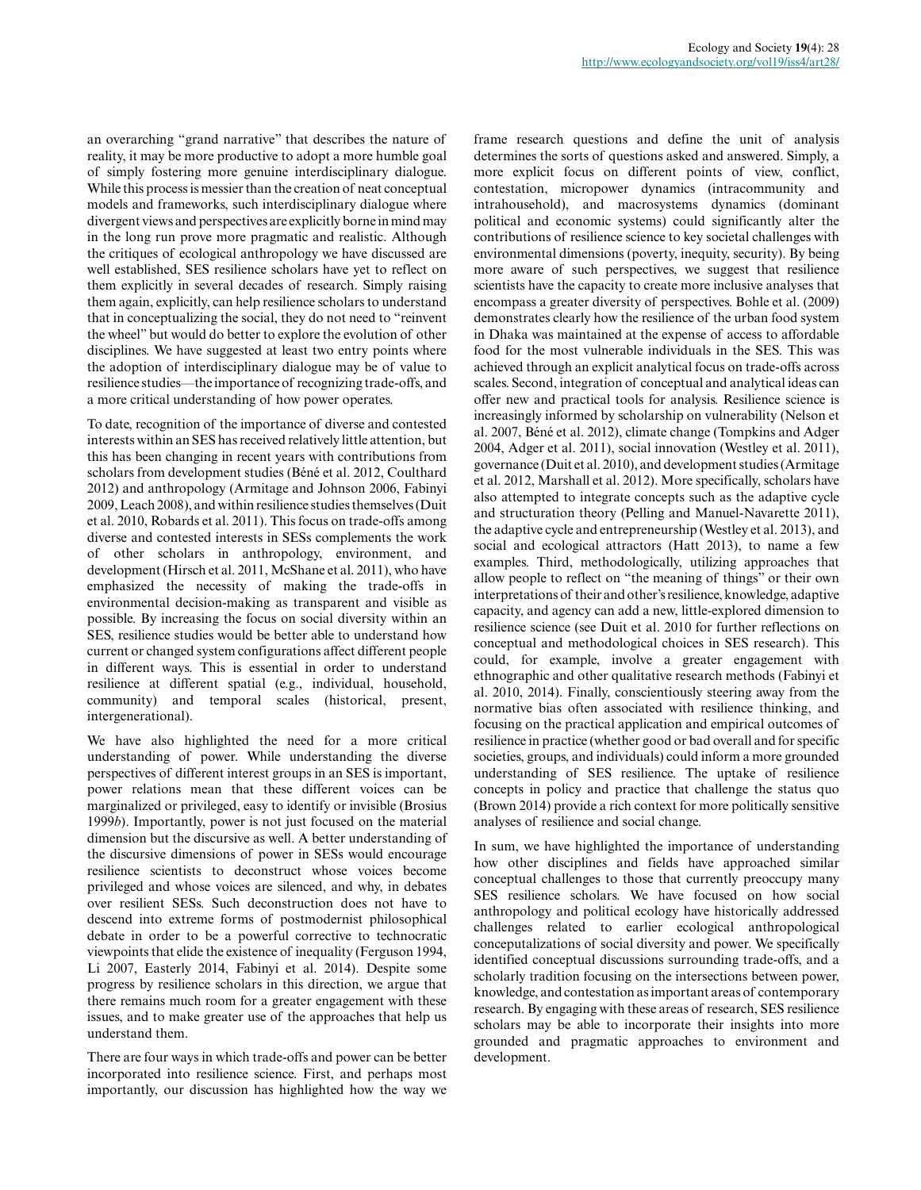an overarching "grand narrative" that describes the nature of reality, it may be more productive to adopt a more humble goal of simply fostering more genuine interdisciplinary dialogue. While this process is messier than the creation of neat conceptual models and frameworks, such interdisciplinary dialogue where divergent views and perspectives are explicitly borne in mind may in the long run prove more pragmatic and realistic. Although the critiques of ecological anthropology we have discussed are well established, SES resilience scholars have yet to reflect on them explicitly in several decades of research. Simply raising them again, explicitly, can help resilience scholars to understand that in conceptualizing the social, they do not need to "reinvent the wheel" but would do better to explore the evolution of other disciplines. We have suggested at least two entry points where the adoption of interdisciplinary dialogue may be of value to resilience studies—the importance of recognizing trade-offs, and a more critical understanding of how power operates.

To date, recognition of the importance of diverse and contested interests within an SES has received relatively little attention, but this has been changing in recent years with contributions from scholars from development studies (Béné et al. 2012, Coulthard 2012) and anthropology (Armitage and Johnson 2006, Fabinyi 2009, Leach 2008), and within resilience studies themselves (Duit et al. 2010, Robards et al. 2011). This focus on trade-offs among diverse and contested interests in SESs complements the work of other scholars in anthropology, environment, and development (Hirsch et al. 2011, McShane et al. 2011), who have emphasized the necessity of making the trade-offs in environmental decision-making as transparent and visible as possible. By increasing the focus on social diversity within an SES, resilience studies would be better able to understand how current or changed system configurations affect different people in different ways. This is essential in order to understand resilience at different spatial (e.g., individual, household, community) and temporal scales (historical, present, intergenerational).

We have also highlighted the need for a more critical understanding of power. While understanding the diverse perspectives of different interest groups in an SES is important, power relations mean that these different voices can be marginalized or privileged, easy to identify or invisible (Brosius 1999*b*). Importantly, power is not just focused on the material dimension but the discursive as well. A better understanding of the discursive dimensions of power in SESs would encourage resilience scientists to deconstruct whose voices become privileged and whose voices are silenced, and why, in debates over resilient SESs. Such deconstruction does not have to descend into extreme forms of postmodernist philosophical debate in order to be a powerful corrective to technocratic viewpoints that elide the existence of inequality (Ferguson 1994, Li 2007, Easterly 2014, Fabinyi et al. 2014). Despite some progress by resilience scholars in this direction, we argue that there remains much room for a greater engagement with these issues, and to make greater use of the approaches that help us understand them.

There are four ways in which trade-offs and power can be better incorporated into resilience science. First, and perhaps most importantly, our discussion has highlighted how the way we frame research questions and define the unit of analysis determines the sorts of questions asked and answered. Simply, a more explicit focus on different points of view, conflict, contestation, micropower dynamics (intracommunity and intrahousehold), and macrosystems dynamics (dominant political and economic systems) could significantly alter the contributions of resilience science to key societal challenges with environmental dimensions (poverty, inequity, security). By being more aware of such perspectives, we suggest that resilience scientists have the capacity to create more inclusive analyses that encompass a greater diversity of perspectives. Bohle et al. (2009) demonstrates clearly how the resilience of the urban food system in Dhaka was maintained at the expense of access to affordable food for the most vulnerable individuals in the SES. This was achieved through an explicit analytical focus on trade-offs across scales. Second, integration of conceptual and analytical ideas can offer new and practical tools for analysis. Resilience science is increasingly informed by scholarship on vulnerability (Nelson et al. 2007, Béné et al. 2012), climate change (Tompkins and Adger 2004, Adger et al. 2011), social innovation (Westley et al. 2011), governance (Duit et al. 2010), and development studies (Armitage et al. 2012, Marshall et al. 2012). More specifically, scholars have also attempted to integrate concepts such as the adaptive cycle and structuration theory (Pelling and Manuel-Navarette 2011), the adaptive cycle and entrepreneurship (Westley et al. 2013), and social and ecological attractors (Hatt 2013), to name a few examples. Third, methodologically, utilizing approaches that allow people to reflect on "the meaning of things" or their own interpretations of their and other's resilience, knowledge, adaptive capacity, and agency can add a new, little-explored dimension to resilience science (see Duit et al. 2010 for further reflections on conceptual and methodological choices in SES research). This could, for example, involve a greater engagement with ethnographic and other qualitative research methods (Fabinyi et al. 2010, 2014). Finally, conscientiously steering away from the normative bias often associated with resilience thinking, and focusing on the practical application and empirical outcomes of resilience in practice (whether good or bad overall and for specific societies, groups, and individuals) could inform a more grounded understanding of SES resilience. The uptake of resilience concepts in policy and practice that challenge the status quo (Brown 2014) provide a rich context for more politically sensitive analyses of resilience and social change.

In sum, we have highlighted the importance of understanding how other disciplines and fields have approached similar conceptual challenges to those that currently preoccupy many SES resilience scholars. We have focused on how social anthropology and political ecology have historically addressed challenges related to earlier ecological anthropological conceputalizations of social diversity and power. We specifically identified conceptual discussions surrounding trade-offs, and a scholarly tradition focusing on the intersections between power, knowledge, and contestation as important areas of contemporary research. By engaging with these areas of research, SES resilience scholars may be able to incorporate their insights into more grounded and pragmatic approaches to environment and development.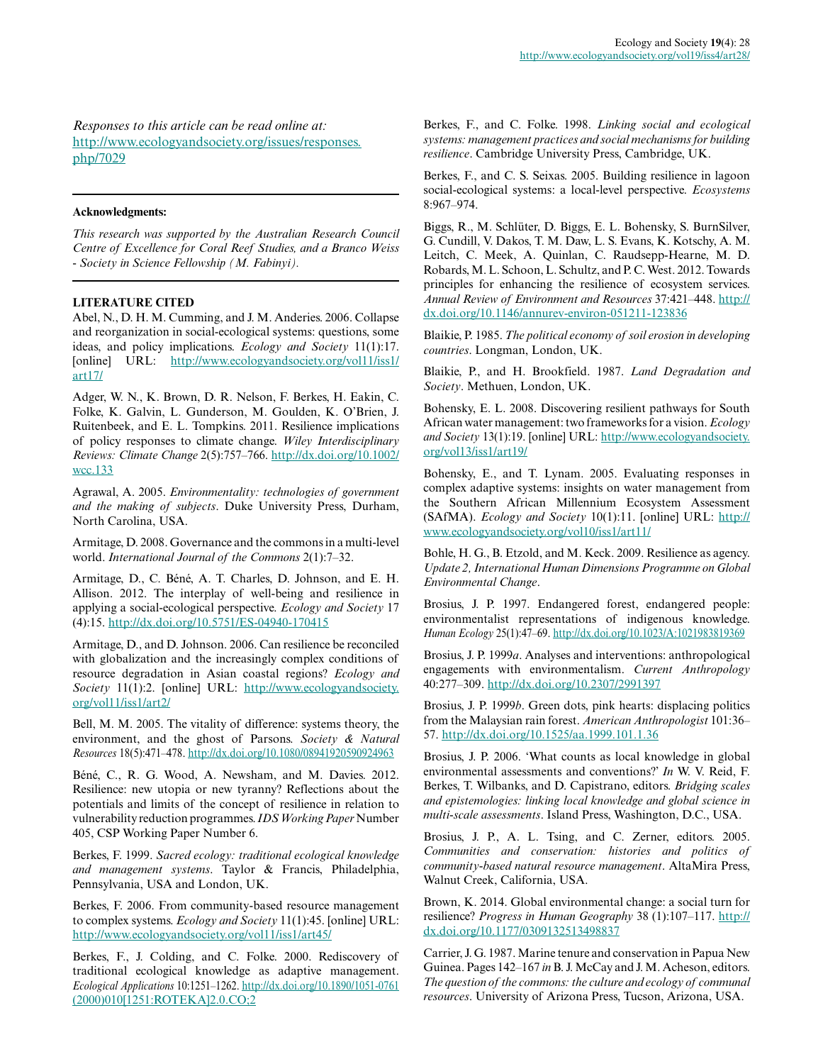*Responses to this article can be read online at:*
http://www.ecologyandsociety.org/issues/responses.php/7029

---

**Acknowledgments:**

*This research was supported by the Australian Research Council Centre of Excellence for Coral Reef Studies, and a Branco Weiss - Society in Science Fellowship (M. Fabinyi).*

---

**LITERATURE CITED**

Abel, N., D. H. M. Cumming, and J. M. Anderies. 2006. Collapse and reorganization in social-ecological systems: questions, some ideas, and policy implications. *Ecology and Society* 11(1):17. [online] URL: http://www.ecologyandsociety.org/vol11/iss1/art17/

Adger, W. N., K. Brown, D. R. Nelson, F. Berkes, H. Eakin, C. Folke, K. Galvin, L. Gunderson, M. Goulden, K. O'Brien, J. Ruitenbeek, and E. L. Tompkins. 2011. Resilience implications of policy responses to climate change. *Wiley Interdisciplinary Reviews: Climate Change* 2(5):757–766. http://dx.doi.org/10.1002/wcc.133

Agrawal, A. 2005. *Environmentality: technologies of government and the making of subjects*. Duke University Press, Durham, North Carolina, USA.

Armitage, D. 2008. Governance and the commons in a multi-level world. *International Journal of the Commons* 2(1):7–32.

Armitage, D., C. Béné, A. T. Charles, D. Johnson, and E. H. Allison. 2012. The interplay of well-being and resilience in applying a social-ecological perspective. *Ecology and Society* 17 (4):15. http://dx.doi.org/10.5751/ES-04940-170415

Armitage, D., and D. Johnson. 2006. Can resilience be reconciled with globalization and the increasingly complex conditions of resource degradation in Asian coastal regions? *Ecology and Society* 11(1):2. [online] URL: http://www.ecologyandsociety.org/vol11/iss1/art2/

Bell, M. M. 2005. The vitality of difference: systems theory, the environment, and the ghost of Parsons. *Society & Natural Resources* 18(5):471–478. http://dx.doi.org/10.1080/08941920590924963

Béné, C., R. G. Wood, A. Newsham, and M. Davies. 2012. Resilience: new utopia or new tyranny? Reflections about the potentials and limits of the concept of resilience in relation to vulnerability reduction programmes. *IDS Working Paper* Number 405, CSP Working Paper Number 6.

Berkes, F. 1999. *Sacred ecology: traditional ecological knowledge and management systems*. Taylor & Francis, Philadelphia, Pennsylvania, USA and London, UK.

Berkes, F. 2006. From community-based resource management to complex systems. *Ecology and Society* 11(1):45. [online] URL: http://www.ecologyandsociety.org/vol11/iss1/art45/

Berkes, F., J. Colding, and C. Folke. 2000. Rediscovery of traditional ecological knowledge as adaptive management. *Ecological Applications* 10:1251–1262. http://dx.doi.org/10.1890/1051-0761(2000)010[1251:ROTEKA]2.0.CO;2

Berkes, F., and C. Folke. 1998. *Linking social and ecological systems: management practices and social mechanisms for building resilience*. Cambridge University Press, Cambridge, UK.

Berkes, F., and C. S. Seixas. 2005. Building resilience in lagoon social-ecological systems: a local-level perspective. *Ecosystems* 8:967–974.

Biggs, R., M. Schlüter, D. Biggs, E. L. Bohensky, S. BurnSilver, G. Cundill, V. Dakos, T. M. Daw, L. S. Evans, K. Kotschy, A. M. Leitch, C. Meek, A. Quinlan, C. Raudsepp-Hearne, M. D. Robards, M. L. Schoon, L. Schultz, and P. C. West. 2012. Towards principles for enhancing the resilience of ecosystem services. *Annual Review of Environment and Resources* 37:421–448. http://dx.doi.org/10.1146/annurev-environ-051211-123836

Blaikie, P. 1985. *The political economy of soil erosion in developing countries*. Longman, London, UK.

Blaikie, P., and H. Brookfield. 1987. *Land Degradation and Society*. Methuen, London, UK.

Bohensky, E. L. 2008. Discovering resilient pathways for South African water management: two frameworks for a vision. *Ecology and Society* 13(1):19. [online] URL: http://www.ecologyandsociety.org/vol13/iss1/art19/

Bohensky, E., and T. Lynam. 2005. Evaluating responses in complex adaptive systems: insights on water management from the Southern African Millennium Ecosystem Assessment (SAfMA). *Ecology and Society* 10(1):11. [online] URL: http://www.ecologyandsociety.org/vol10/iss1/art11/

Bohle, H. G., B. Etzold, and M. Keck. 2009. Resilience as agency. *Update 2, International Human Dimensions Programme on Global Environmental Change*.

Brosius, J. P. 1997. Endangered forest, endangered people: environmentalist representations of indigenous knowledge. *Human Ecology* 25(1):47–69. http://dx.doi.org/10.1023/A:1021983819369

Brosius, J. P. 1999*a*. Analyses and interventions: anthropological engagements with environmentalism. *Current Anthropology* 40:277–309. http://dx.doi.org/10.2307/2991397

Brosius, J. P. 1999*b*. Green dots, pink hearts: displacing politics from the Malaysian rain forest. *American Anthropologist* 101:36–57. http://dx.doi.org/10.1525/aa.1999.101.1.36

Brosius, J. P. 2006. 'What counts as local knowledge in global environmental assessments and conventions?' *In* W. V. Reid, F. Berkes, T. Wilbanks, and D. Capistrano, editors. *Bridging scales and epistemologies: linking local knowledge and global science in multi-scale assessments*. Island Press, Washington, D.C., USA.

Brosius, J. P., A. L. Tsing, and C. Zerner, editors. 2005. *Communities and conservation: histories and politics of community-based natural resource management*. AltaMira Press, Walnut Creek, California, USA.

Brown, K. 2014. Global environmental change: a social turn for resilience? *Progress in Human Geography* 38 (1):107–117. http://dx.doi.org/10.1177/0309132513498837

Carrier, J. G. 1987. Marine tenure and conservation in Papua New Guinea. Pages 142–167 *in* B. J. McCay and J. M. Acheson, editors. *The question of the commons: the culture and ecology of communal resources*. University of Arizona Press, Tucson, Arizona, USA.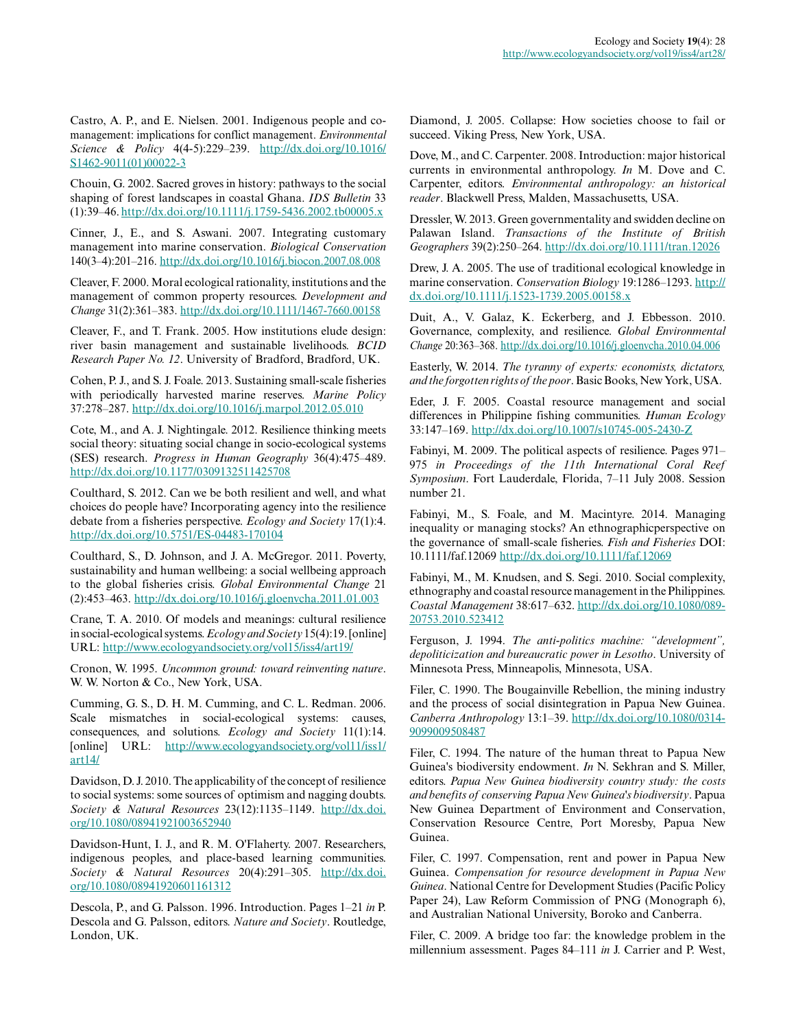Castro, A. P., and E. Nielsen. 2001. Indigenous people and co-management: implications for conflict management. *Environmental Science & Policy* 4(4-5):229–239. http://dx.doi.org/10.1016/S1462-9011(01)00022-3

Chouin, G. 2002. Sacred groves in history: pathways to the social shaping of forest landscapes in coastal Ghana. *IDS Bulletin* 33 (1):39–46. http://dx.doi.org/10.1111/j.1759-5436.2002.tb00005.x

Cinner, J., E., and S. Aswani. 2007. Integrating customary management into marine conservation. *Biological Conservation* 140(3–4):201–216. http://dx.doi.org/10.1016/j.biocon.2007.08.008

Cleaver, F. 2000. Moral ecological rationality, institutions and the management of common property resources. *Development and Change* 31(2):361–383. http://dx.doi.org/10.1111/1467-7660.00158

Cleaver, F., and T. Frank. 2005. How institutions elude design: river basin management and sustainable livelihoods. *BCID Research Paper No. 12*. University of Bradford, Bradford, UK.

Cohen, P. J., and S. J. Foale. 2013. Sustaining small-scale fisheries with periodically harvested marine reserves. *Marine Policy* 37:278–287. http://dx.doi.org/10.1016/j.marpol.2012.05.010

Cote, M., and A. J. Nightingale. 2012. Resilience thinking meets social theory: situating social change in socio-ecological systems (SES) research. *Progress in Human Geography* 36(4):475–489. http://dx.doi.org/10.1177/0309132511425708

Coulthard, S. 2012. Can we be both resilient and well, and what choices do people have? Incorporating agency into the resilience debate from a fisheries perspective. *Ecology and Society* 17(1):4. http://dx.doi.org/10.5751/ES-04483-170104

Coulthard, S., D. Johnson, and J. A. McGregor. 2011. Poverty, sustainability and human wellbeing: a social wellbeing approach to the global fisheries crisis. *Global Environmental Change* 21 (2):453–463. http://dx.doi.org/10.1016/j.gloenvcha.2011.01.003

Crane, T. A. 2010. Of models and meanings: cultural resilience in social-ecological systems. *Ecology and Society* 15(4):19. [online] URL: http://www.ecologyandsociety.org/vol15/iss4/art19/

Cronon, W. 1995. *Uncommon ground: toward reinventing nature*. W. W. Norton & Co., New York, USA.

Cumming, G. S., D. H. M. Cumming, and C. L. Redman. 2006. Scale mismatches in social-ecological systems: causes, consequences, and solutions. *Ecology and Society* 11(1):14. [online] URL: http://www.ecologyandsociety.org/vol11/iss1/art14/

Davidson, D. J. 2010. The applicability of the concept of resilience to social systems: some sources of optimism and nagging doubts. *Society & Natural Resources* 23(12):1135–1149. http://dx.doi.org/10.1080/08941921003652940

Davidson-Hunt, I. J., and R. M. O'Flaherty. 2007. Researchers, indigenous peoples, and place-based learning communities. *Society & Natural Resources* 20(4):291–305. http://dx.doi.org/10.1080/08941920601161312

Descola, P., and G. Palsson. 1996. Introduction. Pages 1–21 *in* P. Descola and G. Palsson, editors. *Nature and Society*. Routledge, London, UK.

Diamond, J. 2005. Collapse: How societies choose to fail or succeed. Viking Press, New York, USA.

Dove, M., and C. Carpenter. 2008. Introduction: major historical currents in environmental anthropology. *In* M. Dove and C. Carpenter, editors. *Environmental anthropology: an historical reader*. Blackwell Press, Malden, Massachusetts, USA.

Dressler, W. 2013. Green governmentality and swidden decline on Palawan Island. *Transactions of the Institute of British Geographers* 39(2):250–264. http://dx.doi.org/10.1111/tran.12026

Drew, J. A. 2005. The use of traditional ecological knowledge in marine conservation. *Conservation Biology* 19:1286–1293. http://dx.doi.org/10.1111/j.1523-1739.2005.00158.x

Duit, A., V. Galaz, K. Eckerberg, and J. Ebbesson. 2010. Governance, complexity, and resilience. *Global Environmental Change* 20:363–368. http://dx.doi.org/10.1016/j.gloenvcha.2010.04.006

Easterly, W. 2014. *The tyranny of experts: economists, dictators, and the forgotten rights of the poor*. Basic Books, New York, USA.

Eder, J. F. 2005. Coastal resource management and social differences in Philippine fishing communities. *Human Ecology* 33:147–169. http://dx.doi.org/10.1007/s10745-005-2430-Z

Fabinyi, M. 2009. The political aspects of resilience. Pages 971–975 *in Proceedings of the 11th International Coral Reef Symposium*. Fort Lauderdale, Florida, 7–11 July 2008. Session number 21.

Fabinyi, M., S. Foale, and M. Macintyre. 2014. Managing inequality or managing stocks? An ethnographicperspective on the governance of small-scale fisheries. *Fish and Fisheries* DOI: 10.1111/faf.12069 http://dx.doi.org/10.1111/faf.12069

Fabinyi, M., M. Knudsen, and S. Segi. 2010. Social complexity, ethnography and coastal resource management in the Philippines. *Coastal Management* 38:617–632. http://dx.doi.org/10.1080/08920753.2010.523412

Ferguson, J. 1994. *The anti-politics machine: "development", depoliticization and bureaucratic power in Lesotho*. University of Minnesota Press, Minneapolis, Minnesota, USA.

Filer, C. 1990. The Bougainville Rebellion, the mining industry and the process of social disintegration in Papua New Guinea. *Canberra Anthropology* 13:1–39. http://dx.doi.org/10.1080/03149099009508487

Filer, C. 1994. The nature of the human threat to Papua New Guinea's biodiversity endowment. *In* N. Sekhran and S. Miller, editors. *Papua New Guinea biodiversity country study: the costs and benefits of conserving Papua New Guinea's biodiversity*. Papua New Guinea Department of Environment and Conservation, Conservation Resource Centre, Port Moresby, Papua New Guinea.

Filer, C. 1997. Compensation, rent and power in Papua New Guinea. *Compensation for resource development in Papua New Guinea*. National Centre for Development Studies (Pacific Policy Paper 24), Law Reform Commission of PNG (Monograph 6), and Australian National University, Boroko and Canberra.

Filer, C. 2009. A bridge too far: the knowledge problem in the millennium assessment. Pages 84–111 *in* J. Carrier and P. West,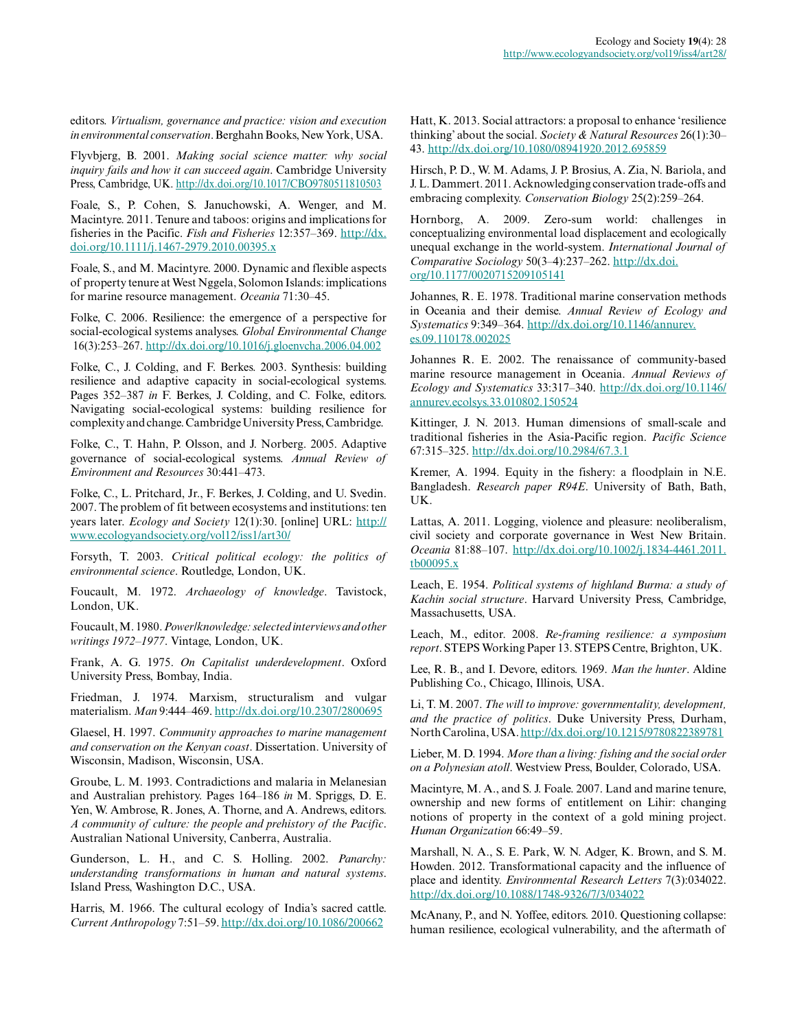editors. *Virtualism, governance and practice: vision and execution in environmental conservation*. Berghahn Books, New York, USA.

Flyvbjerg, B. 2001. *Making social science matter: why social inquiry fails and how it can succeed again*. Cambridge University Press, Cambridge, UK. http://dx.doi.org/10.1017/CBO9780511810503

Foale, S., P. Cohen, S. Januchowski, A. Wenger, and M. Macintyre. 2011. Tenure and taboos: origins and implications for fisheries in the Pacific. *Fish and Fisheries* 12:357–369. http://dx.doi.org/10.1111/j.1467-2979.2010.00395.x

Foale, S., and M. Macintyre. 2000. Dynamic and flexible aspects of property tenure at West Nggela, Solomon Islands: implications for marine resource management. *Oceania* 71:30–45.

Folke, C. 2006. Resilience: the emergence of a perspective for social-ecological systems analyses. *Global Environmental Change* 16(3):253–267. http://dx.doi.org/10.1016/j.gloenvcha.2006.04.002

Folke, C., J. Colding, and F. Berkes. 2003. Synthesis: building resilience and adaptive capacity in social-ecological systems. Pages 352–387 *in* F. Berkes, J. Colding, and C. Folke, editors. Navigating social-ecological systems: building resilience for complexity and change. Cambridge University Press, Cambridge.

Folke, C., T. Hahn, P. Olsson, and J. Norberg. 2005. Adaptive governance of social-ecological systems. *Annual Review of Environment and Resources* 30:441–473.

Folke, C., L. Pritchard, Jr., F. Berkes, J. Colding, and U. Svedin. 2007. The problem of fit between ecosystems and institutions: ten years later. *Ecology and Society* 12(1):30. [online] URL: http://www.ecologyandsociety.org/vol12/iss1/art30/

Forsyth, T. 2003. *Critical political ecology: the politics of environmental science*. Routledge, London, UK.

Foucault, M. 1972. *Archaeology of knowledge*. Tavistock, London, UK.

Foucault, M. 1980. *Power/knowledge: selected interviews and other writings 1972–1977*. Vintage, London, UK.

Frank, A. G. 1975. *On Capitalist underdevelopment*. Oxford University Press, Bombay, India.

Friedman, J. 1974. Marxism, structuralism and vulgar materialism. *Man* 9:444–469. http://dx.doi.org/10.2307/2800695

Glaesel, H. 1997. *Community approaches to marine management and conservation on the Kenyan coast*. Dissertation. University of Wisconsin, Madison, Wisconsin, USA.

Groube, L. M. 1993. Contradictions and malaria in Melanesian and Australian prehistory. Pages 164–186 *in* M. Spriggs, D. E. Yen, W. Ambrose, R. Jones, A. Thorne, and A. Andrews, editors. *A community of culture: the people and prehistory of the Pacific*. Australian National University, Canberra, Australia.

Gunderson, L. H., and C. S. Holling. 2002. *Panarchy: understanding transformations in human and natural systems*. Island Press, Washington D.C., USA.

Harris, M. 1966. The cultural ecology of India's sacred cattle. *Current Anthropology* 7:51–59. http://dx.doi.org/10.1086/200662

Hatt, K. 2013. Social attractors: a proposal to enhance 'resilience thinking' about the social. *Society & Natural Resources* 26(1):30–43. http://dx.doi.org/10.1080/08941920.2012.695859

Hirsch, P. D., W. M. Adams, J. P. Brosius, A. Zia, N. Bariola, and J. L. Dammert. 2011. Acknowledging conservation trade-offs and embracing complexity. *Conservation Biology* 25(2):259–264.

Hornborg, A. 2009. Zero-sum world: challenges in conceptualizing environmental load displacement and ecologically unequal exchange in the world-system. *International Journal of Comparative Sociology* 50(3–4):237–262. http://dx.doi.org/10.1177/0020715209105141

Johannes, R. E. 1978. Traditional marine conservation methods in Oceania and their demise. *Annual Review of Ecology and Systematics* 9:349–364. http://dx.doi.org/10.1146/annurev.es.09.110178.002025

Johannes R. E. 2002. The renaissance of community-based marine resource management in Oceania. *Annual Reviews of Ecology and Systematics* 33:317–340. http://dx.doi.org/10.1146/annurev.ecolsys.33.010802.150524

Kittinger, J. N. 2013. Human dimensions of small-scale and traditional fisheries in the Asia-Pacific region. *Pacific Science* 67:315–325. http://dx.doi.org/10.2984/67.3.1

Kremer, A. 1994. Equity in the fishery: a floodplain in N.E. Bangladesh. *Research paper R94E*. University of Bath, Bath, UK.

Lattas, A. 2011. Logging, violence and pleasure: neoliberalism, civil society and corporate governance in West New Britain. *Oceania* 81:88–107. http://dx.doi.org/10.1002/j.1834-4461.2011.tb00095.x

Leach, E. 1954. *Political systems of highland Burma: a study of Kachin social structure*. Harvard University Press, Cambridge, Massachusetts, USA.

Leach, M., editor. 2008. *Re-framing resilience: a symposium report*. STEPS Working Paper 13. STEPS Centre, Brighton, UK.

Lee, R. B., and I. Devore, editors. 1969. *Man the hunter*. Aldine Publishing Co., Chicago, Illinois, USA.

Li, T. M. 2007. *The will to improve: governmentality, development, and the practice of politics*. Duke University Press, Durham, North Carolina, USA. http://dx.doi.org/10.1215/9780822389781

Lieber, M. D. 1994. *More than a living: fishing and the social order on a Polynesian atoll*. Westview Press, Boulder, Colorado, USA.

Macintyre, M. A., and S. J. Foale. 2007. Land and marine tenure, ownership and new forms of entitlement on Lihir: changing notions of property in the context of a gold mining project. *Human Organization* 66:49–59.

Marshall, N. A., S. E. Park, W. N. Adger, K. Brown, and S. M. Howden. 2012. Transformational capacity and the influence of place and identity. *Environmental Research Letters* 7(3):034022. http://dx.doi.org/10.1088/1748-9326/7/3/034022

McAnany, P., and N. Yoffee, editors. 2010. Questioning collapse: human resilience, ecological vulnerability, and the aftermath of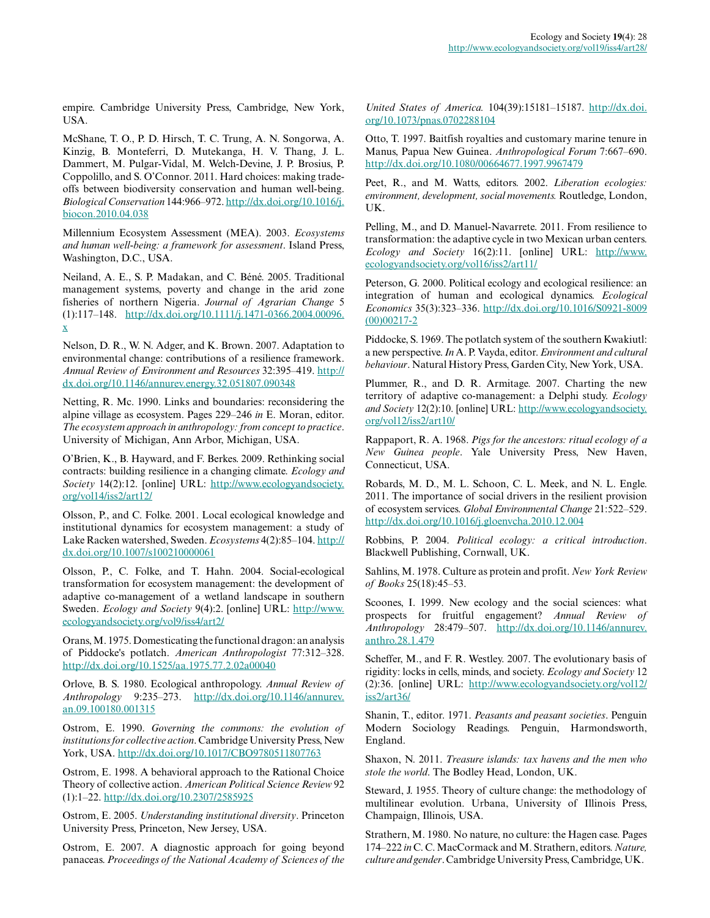empire. Cambridge University Press, Cambridge, New York, USA.

McShane, T. O., P. D. Hirsch, T. C. Trung, A. N. Songorwa, A. Kinzig, B. Monteferri, D. Mutekanga, H. V. Thang, J. L. Dammert, M. Pulgar-Vidal, M. Welch-Devine, J. P. Brosius, P. Coppolillo, and S. O'Connor. 2011. Hard choices: making trade-offs between biodiversity conservation and human well-being. *Biological Conservation* 144:966–972. http://dx.doi.org/10.1016/j.biocon.2010.04.038

Millennium Ecosystem Assessment (MEA). 2003. *Ecosystems and human well-being: a framework for assessment*. Island Press, Washington, D.C., USA.

Neiland, A. E., S. P. Madakan, and C. Béné. 2005. Traditional management systems, poverty and change in the arid zone fisheries of northern Nigeria. *Journal of Agrarian Change* 5 (1):117–148. http://dx.doi.org/10.1111/j.1471-0366.2004.00096.x

Nelson, D. R., W. N. Adger, and K. Brown. 2007. Adaptation to environmental change: contributions of a resilience framework. *Annual Review of Environment and Resources* 32:395–419. http://dx.doi.org/10.1146/annurev.energy.32.051807.090348

Netting, R. Mc. 1990. Links and boundaries: reconsidering the alpine village as ecosystem. Pages 229–246 *in* E. Moran, editor. *The ecosystem approach in anthropology: from concept to practice*. University of Michigan, Ann Arbor, Michigan, USA.

O'Brien, K., B. Hayward, and F. Berkes. 2009. Rethinking social contracts: building resilience in a changing climate. *Ecology and Society* 14(2):12. [online] URL: http://www.ecologyandsociety.org/vol14/iss2/art12/

Olsson, P., and C. Folke. 2001. Local ecological knowledge and institutional dynamics for ecosystem management: a study of Lake Racken watershed, Sweden. *Ecosystems* 4(2):85–104. http://dx.doi.org/10.1007/s100210000061

Olsson, P., C. Folke, and T. Hahn. 2004. Social-ecological transformation for ecosystem management: the development of adaptive co-management of a wetland landscape in southern Sweden. *Ecology and Society* 9(4):2. [online] URL: http://www.ecologyandsociety.org/vol9/iss4/art2/

Orans, M. 1975. Domesticating the functional dragon: an analysis of Piddocke's potlatch. *American Anthropologist* 77:312–328. http://dx.doi.org/10.1525/aa.1975.77.2.02a00040

Orlove, B. S. 1980. Ecological anthropology. *Annual Review of Anthropology* 9:235–273. http://dx.doi.org/10.1146/annurev.an.09.100180.001315

Ostrom, E. 1990. *Governing the commons: the evolution of institutions for collective action*. Cambridge University Press, New York, USA. http://dx.doi.org/10.1017/CBO9780511807763

Ostrom, E. 1998. A behavioral approach to the Rational Choice Theory of collective action. *American Political Science Review* 92 (1):1–22. http://dx.doi.org/10.2307/2585925

Ostrom, E. 2005. *Understanding institutional diversity*. Princeton University Press, Princeton, New Jersey, USA.

Ostrom, E. 2007. A diagnostic approach for going beyond panaceas. *Proceedings of the National Academy of Sciences of the United States of America.* 104(39):15181–15187. http://dx.doi.org/10.1073/pnas.0702288104

Otto, T. 1997. Baitfish royalties and customary marine tenure in Manus, Papua New Guinea. *Anthropological Forum* 7:667–690. http://dx.doi.org/10.1080/00664677.1997.9967479

Peet, R., and M. Watts, editors. 2002. *Liberation ecologies: environment, development, social movements.* Routledge, London, UK.

Pelling, M., and D. Manuel-Navarrete. 2011. From resilience to transformation: the adaptive cycle in two Mexican urban centers. *Ecology and Society* 16(2):11. [online] URL: http://www.ecologyandsociety.org/vol16/iss2/art11/

Peterson, G. 2000. Political ecology and ecological resilience: an integration of human and ecological dynamics. *Ecological Economics* 35(3):323–336. http://dx.doi.org/10.1016/S0921-8009(00)00217-2

Piddocke, S. 1969. The potlatch system of the southern Kwakiutl: a new perspective. *In* A. P. Vayda, editor. *Environment and cultural behaviour*. Natural History Press, Garden City, New York, USA.

Plummer, R., and D. R. Armitage. 2007. Charting the new territory of adaptive co-management: a Delphi study. *Ecology and Society* 12(2):10. [online] URL: http://www.ecologyandsociety.org/vol12/iss2/art10/

Rappaport, R. A. 1968. *Pigs for the ancestors: ritual ecology of a New Guinea people*. Yale University Press, New Haven, Connecticut, USA.

Robards, M. D., M. L. Schoon, C. L. Meek, and N. L. Engle. 2011. The importance of social drivers in the resilient provision of ecosystem services. *Global Environmental Change* 21:522–529. http://dx.doi.org/10.1016/j.gloenvcha.2010.12.004

Robbins, P. 2004. *Political ecology: a critical introduction*. Blackwell Publishing, Cornwall, UK.

Sahlins, M. 1978. Culture as protein and profit. *New York Review of Books* 25(18):45–53.

Scoones, I. 1999. New ecology and the social sciences: what prospects for fruitful engagement? *Annual Review of Anthropology* 28:479–507. http://dx.doi.org/10.1146/annurev.anthro.28.1.479

Scheffer, M., and F. R. Westley. 2007. The evolutionary basis of rigidity: locks in cells, minds, and society. *Ecology and Society* 12 (2):36. [online] URL: http://www.ecologyandsociety.org/vol12/iss2/art36/

Shanin, T., editor. 1971. *Peasants and peasant societies*. Penguin Modern Sociology Readings. Penguin, Harmondsworth, England.

Shaxon, N. 2011. *Treasure islands: tax havens and the men who stole the world*. The Bodley Head, London, UK.

Steward, J. 1955. Theory of culture change: the methodology of multilinear evolution. Urbana, University of Illinois Press, Champaign, Illinois, USA.

Strathern, M. 1980. No nature, no culture: the Hagen case. Pages 174–222 *in* C. C. MacCormack and M. Strathern, editors. *Nature, culture and gender*. Cambridge University Press, Cambridge, UK.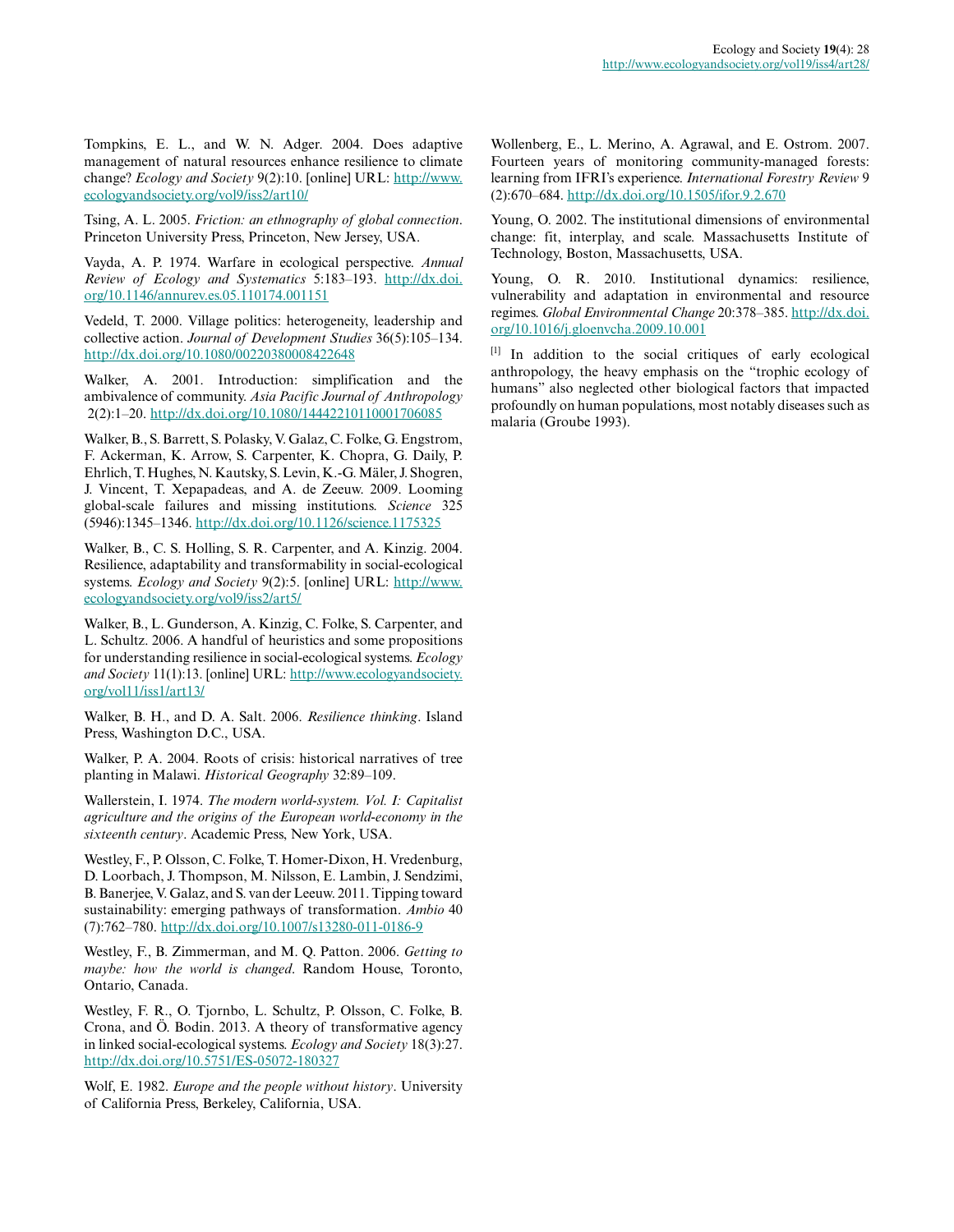Tompkins, E. L., and W. N. Adger. 2004. Does adaptive management of natural resources enhance resilience to climate change? *Ecology and Society* 9(2):10. [online] URL: http://www.ecologyandsociety.org/vol9/iss2/art10/

Tsing, A. L. 2005. *Friction: an ethnography of global connection*. Princeton University Press, Princeton, New Jersey, USA.

Vayda, A. P. 1974. Warfare in ecological perspective. *Annual Review of Ecology and Systematics* 5:183–193. http://dx.doi.org/10.1146/annurev.es.05.110174.001151

Vedeld, T. 2000. Village politics: heterogeneity, leadership and collective action. *Journal of Development Studies* 36(5):105–134. http://dx.doi.org/10.1080/00220380008422648

Walker, A. 2001. Introduction: simplification and the ambivalence of community. *Asia Pacific Journal of Anthropology* 2(2):1–20. http://dx.doi.org/10.1080/14442210110001706085

Walker, B., S. Barrett, S. Polasky, V. Galaz, C. Folke, G. Engstrom, F. Ackerman, K. Arrow, S. Carpenter, K. Chopra, G. Daily, P. Ehrlich, T. Hughes, N. Kautsky, S. Levin, K.-G. Mäler, J. Shogren, J. Vincent, T. Xepapadeas, and A. de Zeeuw. 2009. Looming global-scale failures and missing institutions. *Science* 325(5946):1345–1346. http://dx.doi.org/10.1126/science.1175325

Walker, B., C. S. Holling, S. R. Carpenter, and A. Kinzig. 2004. Resilience, adaptability and transformability in social-ecological systems. *Ecology and Society* 9(2):5. [online] URL: http://www.ecologyandsociety.org/vol9/iss2/art5/

Walker, B., L. Gunderson, A. Kinzig, C. Folke, S. Carpenter, and L. Schultz. 2006. A handful of heuristics and some propositions for understanding resilience in social-ecological systems. *Ecology and Society* 11(1):13. [online] URL: http://www.ecologyandsociety.org/vol11/iss1/art13/

Walker, B. H., and D. A. Salt. 2006. *Resilience thinking*. Island Press, Washington D.C., USA.

Walker, P. A. 2004. Roots of crisis: historical narratives of tree planting in Malawi. *Historical Geography* 32:89–109.

Wallerstein, I. 1974. *The modern world-system. Vol. I: Capitalist agriculture and the origins of the European world-economy in the sixteenth century*. Academic Press, New York, USA.

Westley, F., P. Olsson, C. Folke, T. Homer-Dixon, H. Vredenburg, D. Loorbach, J. Thompson, M. Nilsson, E. Lambin, J. Sendzimi, B. Banerjee, V. Galaz, and S. van der Leeuw. 2011. Tipping toward sustainability: emerging pathways of transformation. *Ambio* 40(7):762–780. http://dx.doi.org/10.1007/s13280-011-0186-9

Westley, F., B. Zimmerman, and M. Q. Patton. 2006. *Getting to maybe: how the world is changed*. Random House, Toronto, Ontario, Canada.

Westley, F. R., O. Tjornbo, L. Schultz, P. Olsson, C. Folke, B. Crona, and Ö. Bodin. 2013. A theory of transformative agency in linked social-ecological systems. *Ecology and Society* 18(3):27. http://dx.doi.org/10.5751/ES-05072-180327

Wolf, E. 1982. *Europe and the people without history*. University of California Press, Berkeley, California, USA.

Wollenberg, E., L. Merino, A. Agrawal, and E. Ostrom. 2007. Fourteen years of monitoring community-managed forests: learning from IFRI's experience. *International Forestry Review* 9(2):670–684. http://dx.doi.org/10.1505/ifor.9.2.670

Young, O. 2002. The institutional dimensions of environmental change: fit, interplay, and scale. Massachusetts Institute of Technology, Boston, Massachusetts, USA.

Young, O. R. 2010. Institutional dynamics: resilience, vulnerability and adaptation in environmental and resource regimes. *Global Environmental Change* 20:378–385. http://dx.doi.org/10.1016/j.gloenvcha.2009.10.001

[1] In addition to the social critiques of early ecological anthropology, the heavy emphasis on the "trophic ecology of humans" also neglected other biological factors that impacted profoundly on human populations, most notably diseases such as malaria (Groube 1993).